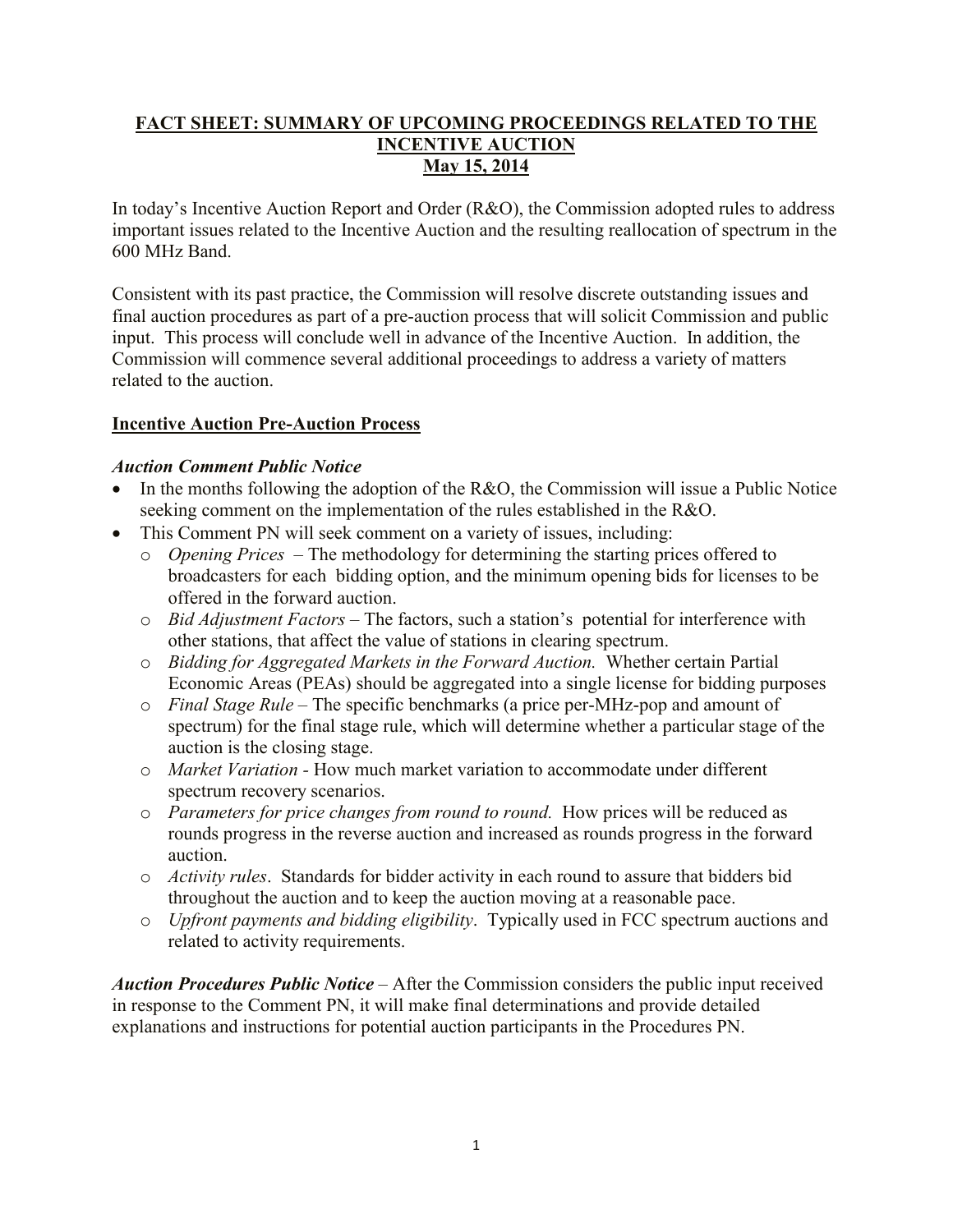**FACT SHEET: SUMMARY OF UPCOMING PROCEEDINGS RELATED TO THE INCENTIVE AUCTION**
**May 15, 2014**

In today's Incentive Auction Report and Order (R&O), the Commission adopted rules to address important issues related to the Incentive Auction and the resulting reallocation of spectrum in the 600 MHz Band.

Consistent with its past practice, the Commission will resolve discrete outstanding issues and final auction procedures as part of a pre-auction process that will solicit Commission and public input. This process will conclude well in advance of the Incentive Auction. In addition, the Commission will commence several additional proceedings to address a variety of matters related to the auction.

## Incentive Auction Pre-Auction Process

### *Auction Comment Public Notice*

- In the months following the adoption of the R&O, the Commission will issue a Public Notice seeking comment on the implementation of the rules established in the R&O.
- This Comment PN will seek comment on a variety of issues, including:
  - *Opening Prices* – The methodology for determining the starting prices offered to broadcasters for each bidding option, and the minimum opening bids for licenses to be offered in the forward auction.
  - *Bid Adjustment Factors* – The factors, such a station's potential for interference with other stations, that affect the value of stations in clearing spectrum.
  - *Bidding for Aggregated Markets in the Forward Auction.* Whether certain Partial Economic Areas (PEAs) should be aggregated into a single license for bidding purposes
  - *Final Stage Rule* – The specific benchmarks (a price per-MHz-pop and amount of spectrum) for the final stage rule, which will determine whether a particular stage of the auction is the closing stage.
  - *Market Variation* - How much market variation to accommodate under different spectrum recovery scenarios.
  - *Parameters for price changes from round to round.* How prices will be reduced as rounds progress in the reverse auction and increased as rounds progress in the forward auction.
  - *Activity rules*. Standards for bidder activity in each round to assure that bidders bid throughout the auction and to keep the auction moving at a reasonable pace.
  - *Upfront payments and bidding eligibility*. Typically used in FCC spectrum auctions and related to activity requirements.

***Auction Procedures Public Notice*** – After the Commission considers the public input received in response to the Comment PN, it will make final determinations and provide detailed explanations and instructions for potential auction participants in the Procedures PN.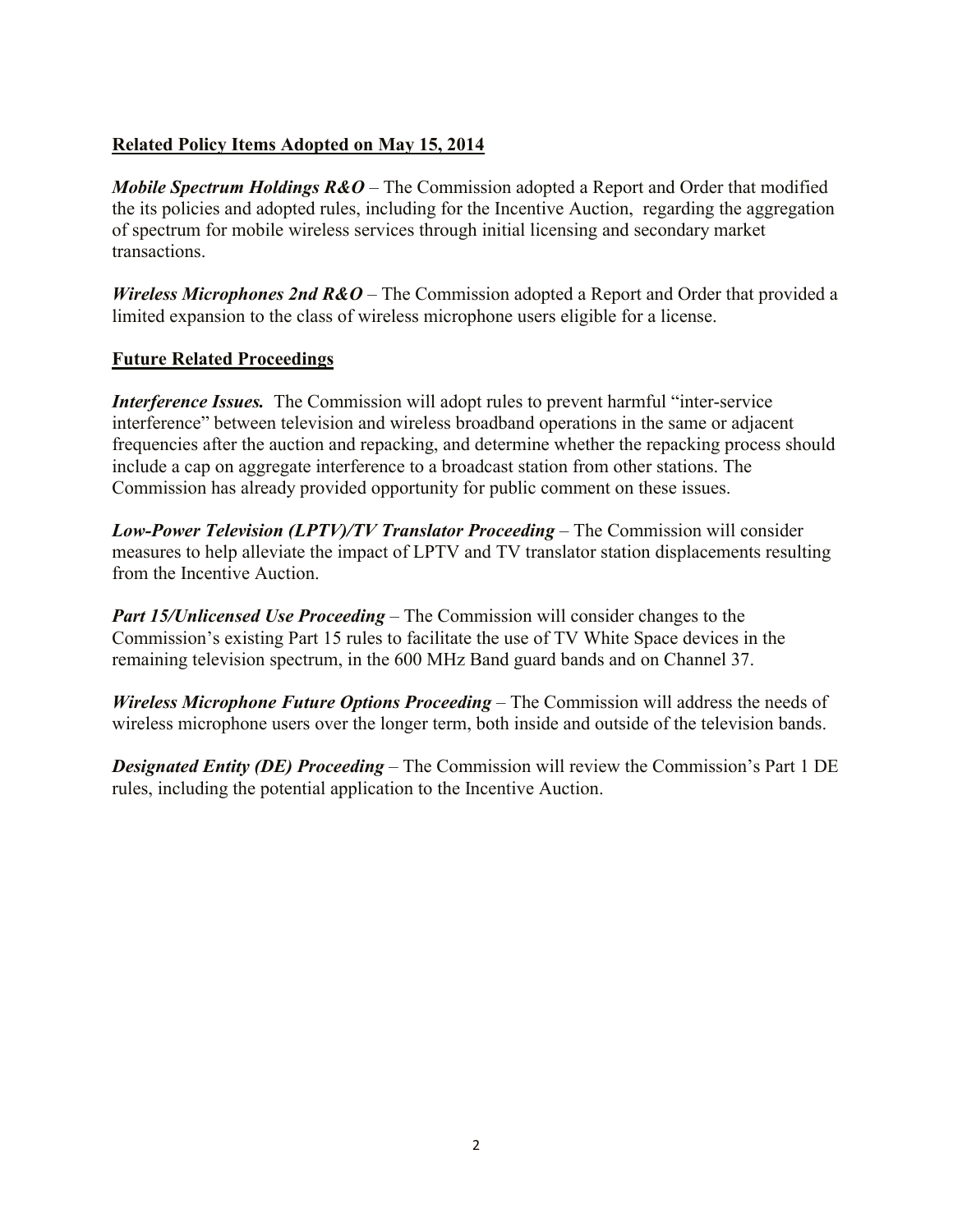**Related Policy Items Adopted on May 15, 2014**

***Mobile Spectrum Holdings R&O*** – The Commission adopted a Report and Order that modified the its policies and adopted rules, including for the Incentive Auction, regarding the aggregation of spectrum for mobile wireless services through initial licensing and secondary market transactions.

***Wireless Microphones 2nd R&O*** – The Commission adopted a Report and Order that provided a limited expansion to the class of wireless microphone users eligible for a license.

**Future Related Proceedings**

***Interference Issues.*** The Commission will adopt rules to prevent harmful "inter-service interference" between television and wireless broadband operations in the same or adjacent frequencies after the auction and repacking, and determine whether the repacking process should include a cap on aggregate interference to a broadcast station from other stations. The Commission has already provided opportunity for public comment on these issues.

***Low-Power Television (LPTV)/TV Translator Proceeding*** – The Commission will consider measures to help alleviate the impact of LPTV and TV translator station displacements resulting from the Incentive Auction.

***Part 15/Unlicensed Use Proceeding*** – The Commission will consider changes to the Commission's existing Part 15 rules to facilitate the use of TV White Space devices in the remaining television spectrum, in the 600 MHz Band guard bands and on Channel 37.

***Wireless Microphone Future Options Proceeding*** – The Commission will address the needs of wireless microphone users over the longer term, both inside and outside of the television bands.

***Designated Entity (DE) Proceeding*** – The Commission will review the Commission's Part 1 DE rules, including the potential application to the Incentive Auction.